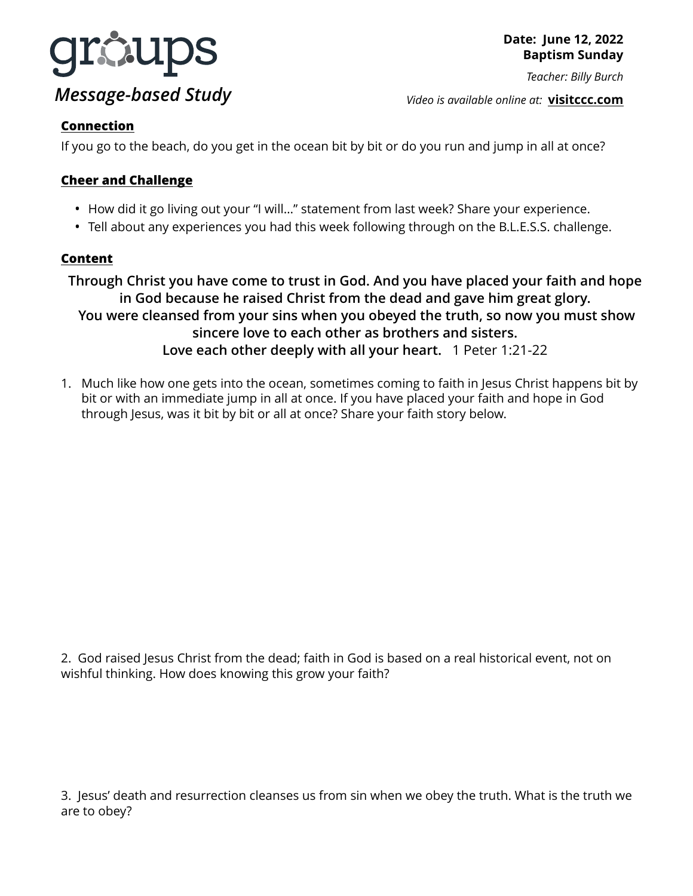# groups

***Message-based Study***

**Date: June 12, 2022**
**Baptism Sunday**

*Teacher: Billy Burch*

*Video is available online at:* **visitccc.com**

## Connection

If you go to the beach, do you get in the ocean bit by bit or do you run and jump in all at once?

## Cheer and Challenge

- How did it go living out your "I will…" statement from last week? Share your experience.
- Tell about any experiences you had this week following through on the B.L.E.S.S. challenge.

## Content

**Through Christ you have come to trust in God. And you have placed your faith and hope in God because he raised Christ from the dead and gave him great glory.**
**You were cleansed from your sins when you obeyed the truth, so now you must show sincere love to each other as brothers and sisters.**
**Love each other deeply with all your heart.** 1 Peter 1:21-22

1. Much like how one gets into the ocean, sometimes coming to faith in Jesus Christ happens bit by bit or with an immediate jump in all at once. If you have placed your faith and hope in God through Jesus, was it bit by bit or all at once? Share your faith story below.

2. God raised Jesus Christ from the dead; faith in God is based on a real historical event, not on wishful thinking. How does knowing this grow your faith?

3. Jesus' death and resurrection cleanses us from sin when we obey the truth. What is the truth we are to obey?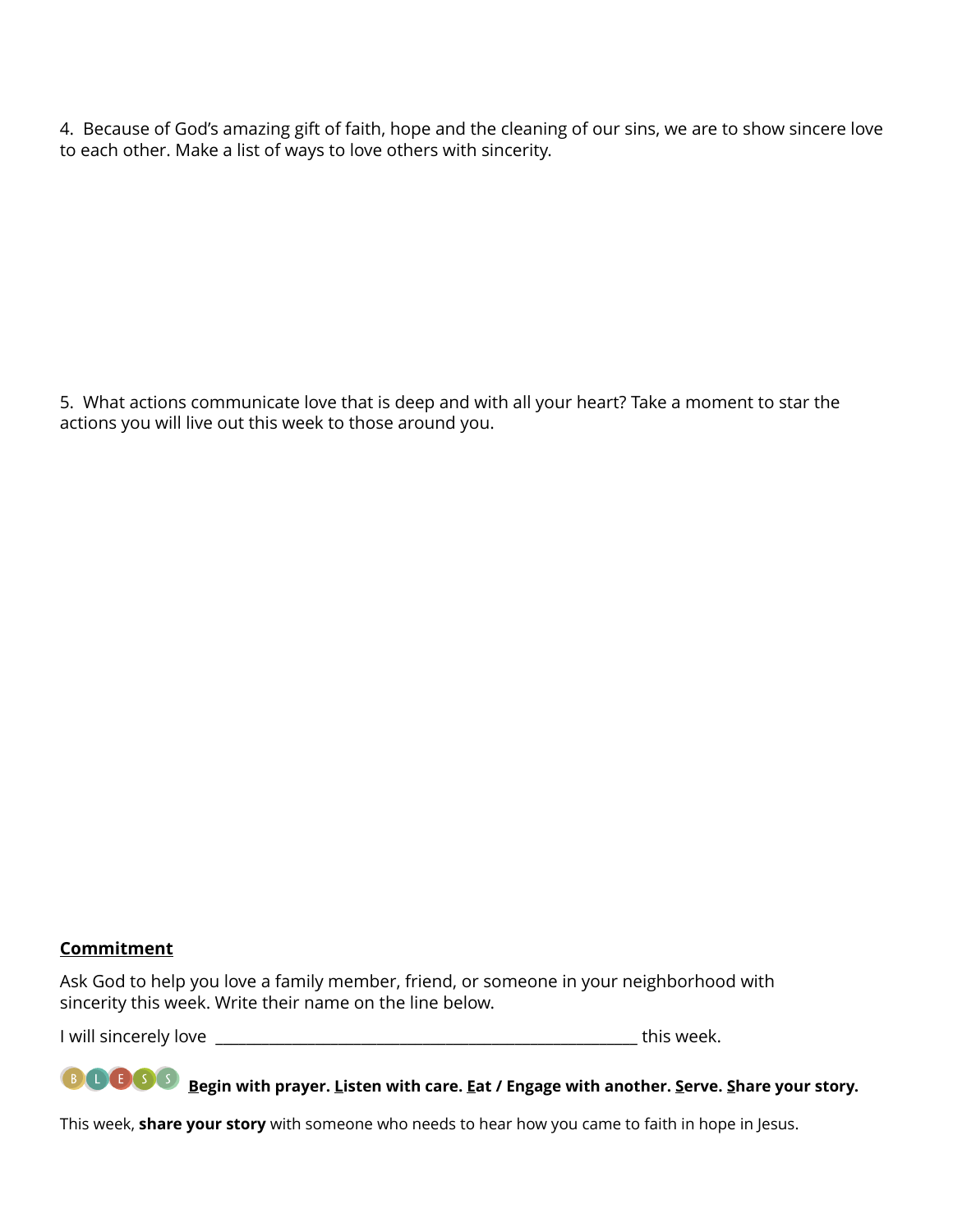4. Because of God's amazing gift of faith, hope and the cleaning of our sins, we are to show sincere love to each other. Make a list of ways to love others with sincerity.

5. What actions communicate love that is deep and with all your heart? Take a moment to star the actions you will live out this week to those around you.

**Commitment**

Ask God to help you love a family member, friend, or someone in your neighborhood with sincerity this week. Write their name on the line below.

I will sincerely love ________________________________________________ this week.

B L E S S **Begin with prayer. Listen with care. Eat / Engage with another. Serve. Share your story.**

This week, **share your story** with someone who needs to hear how you came to faith in hope in Jesus.